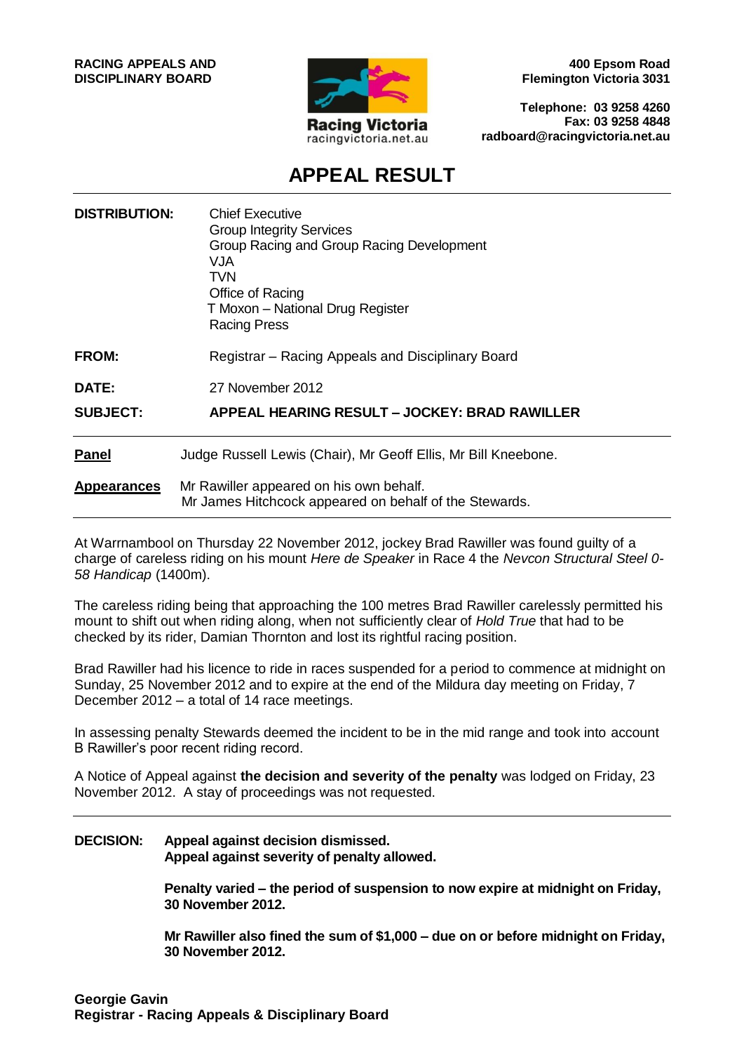**RACING APPEALS AND DISCIPLINARY BOARD**

Racing Victoria
racingvictoria.net.au

**400 Epsom Road**
**Flemington Victoria 3031**

**Telephone: 03 9258 4260**
**Fax: 03 9258 4848**
**radboard@racingvictoria.net.au**

# APPEAL RESULT

**DISTRIBUTION:** Chief Executive
Group Integrity Services
Group Racing and Group Racing Development
VJA
TVN
Office of Racing
T Moxon – National Drug Register
Racing Press

**FROM:** Registrar – Racing Appeals and Disciplinary Board

**DATE:** 27 November 2012

**SUBJECT:** **APPEAL HEARING RESULT – JOCKEY: BRAD RAWILLER**

---

**Panel** Judge Russell Lewis (Chair), Mr Geoff Ellis, Mr Bill Kneebone.

**Appearances** Mr Rawiller appeared on his own behalf.
Mr James Hitchcock appeared on behalf of the Stewards.

---

At Warrnambool on Thursday 22 November 2012, jockey Brad Rawiller was found guilty of a charge of careless riding on his mount *Here de Speaker* in Race 4 the *Nevcon Structural Steel 0-58 Handicap* (1400m).

The careless riding being that approaching the 100 metres Brad Rawiller carelessly permitted his mount to shift out when riding along, when not sufficiently clear of *Hold True* that had to be checked by its rider, Damian Thornton and lost its rightful racing position.

Brad Rawiller had his licence to ride in races suspended for a period to commence at midnight on Sunday, 25 November 2012 and to expire at the end of the Mildura day meeting on Friday, 7 December 2012 – a total of 14 race meetings.

In assessing penalty Stewards deemed the incident to be in the mid range and took into account B Rawiller's poor recent riding record.

A Notice of Appeal against **the decision and severity of the penalty** was lodged on Friday, 23 November 2012. A stay of proceedings was not requested.

---

**DECISION:** **Appeal against decision dismissed.**
**Appeal against severity of penalty allowed.**

**Penalty varied – the period of suspension to now expire at midnight on Friday, 30 November 2012.**

**Mr Rawiller also fined the sum of $1,000 – due on or before midnight on Friday, 30 November 2012.**

**Georgie Gavin**
**Registrar - Racing Appeals & Disciplinary Board**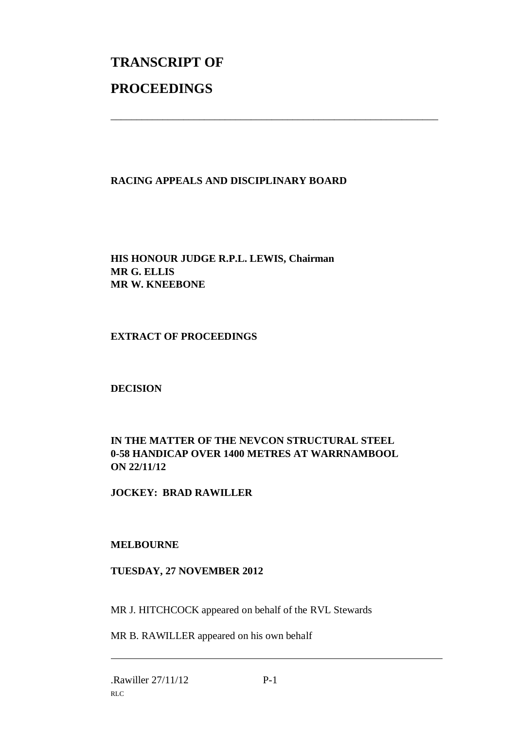# TRANSCRIPT OF

# PROCEEDINGS

---

**RACING APPEALS AND DISCIPLINARY BOARD**

**HIS HONOUR JUDGE R.P.L. LEWIS, Chairman**
**MR G. ELLIS**
**MR W. KNEEBONE**

**EXTRACT OF PROCEEDINGS**

**DECISION**

**IN THE MATTER OF THE NEVCON STRUCTURAL STEEL 0-58 HANDICAP OVER 1400 METRES AT WARRNAMBOOL ON 22/11/12**

**JOCKEY: BRAD RAWILLER**

**MELBOURNE**

**TUESDAY, 27 NOVEMBER 2012**

MR J. HITCHCOCK appeared on behalf of the RVL Stewards

MR B. RAWILLER appeared on his own behalf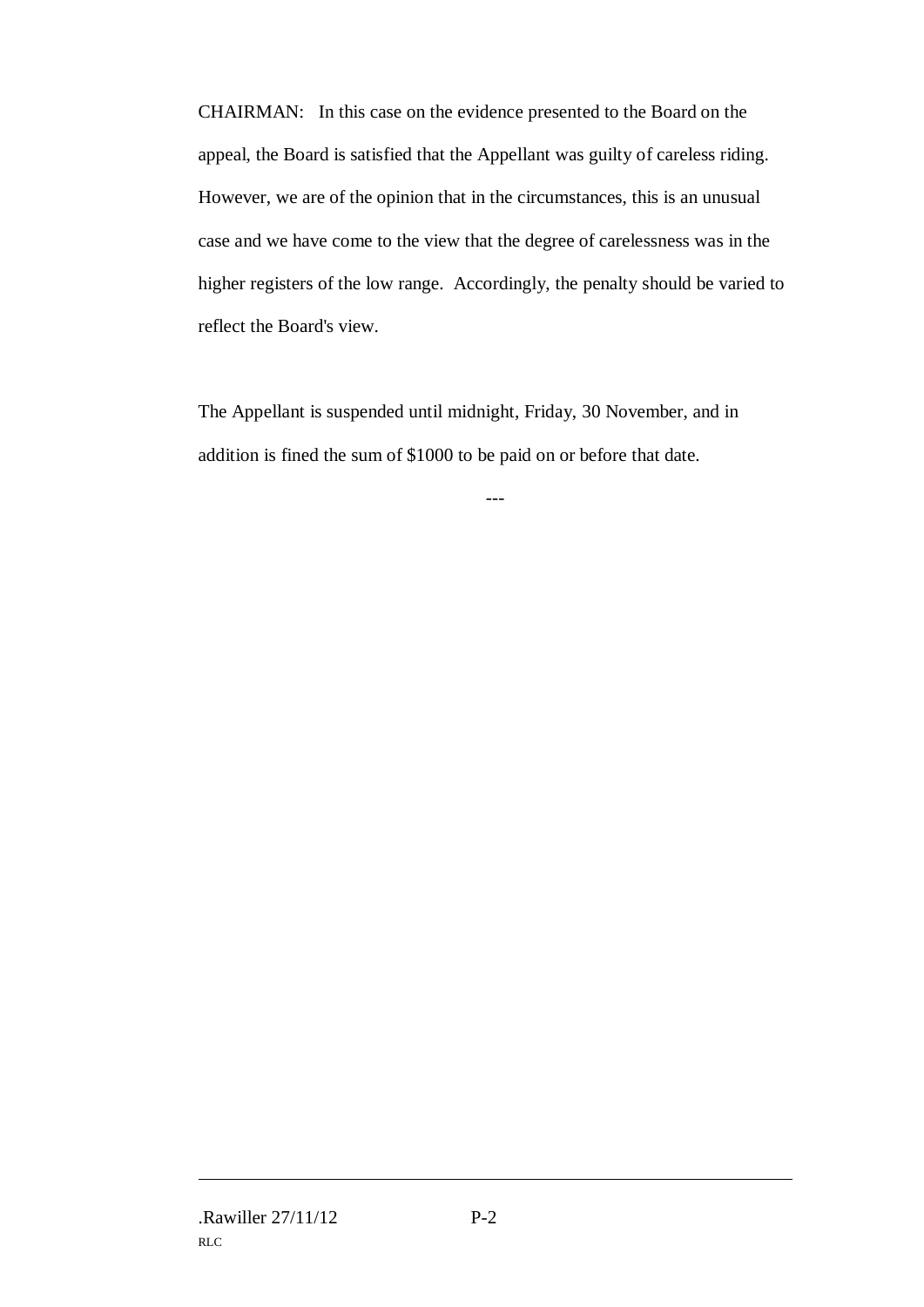CHAIRMAN: In this case on the evidence presented to the Board on the appeal, the Board is satisfied that the Appellant was guilty of careless riding. However, we are of the opinion that in the circumstances, this is an unusual case and we have come to the view that the degree of carelessness was in the higher registers of the low range. Accordingly, the penalty should be varied to reflect the Board's view.

The Appellant is suspended until midnight, Friday, 30 November, and in addition is fined the sum of $1000 to be paid on or before that date.

---